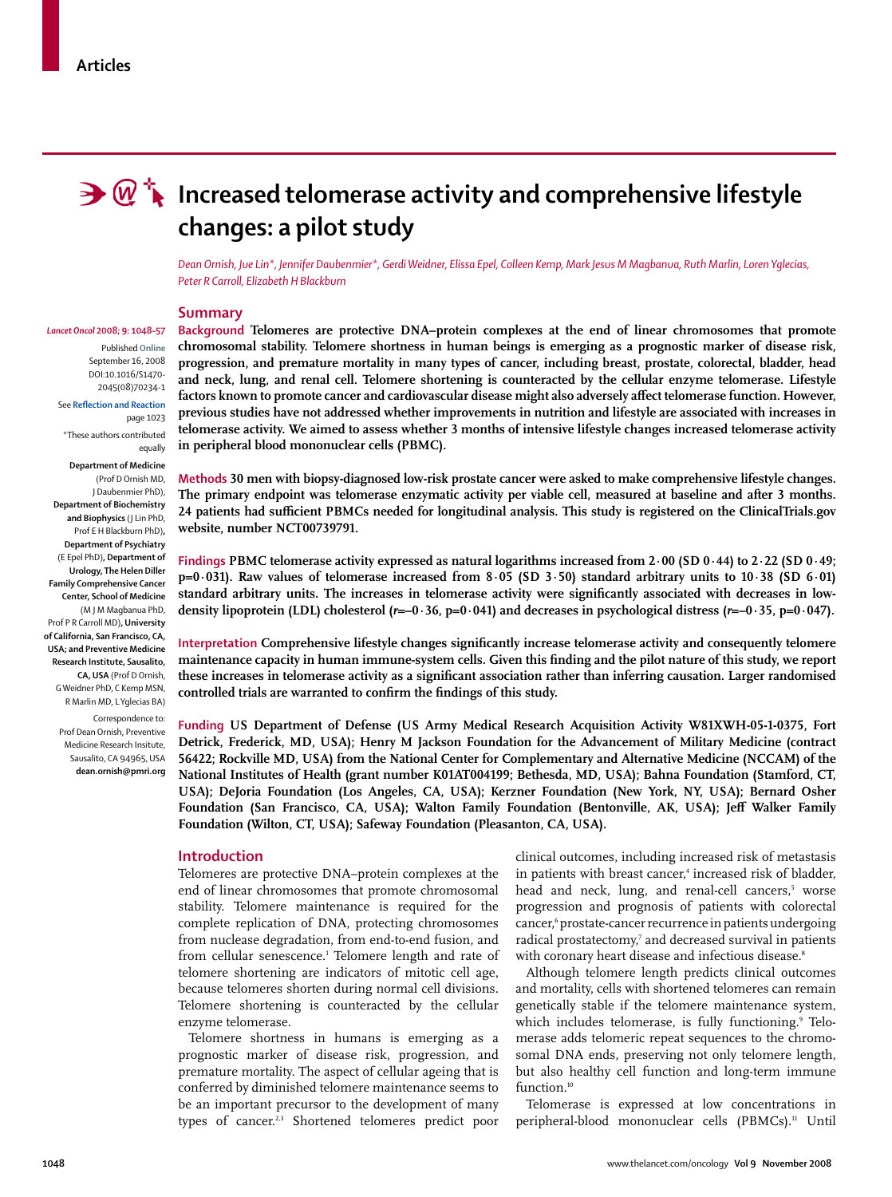# Increased telomerase activity and comprehensive lifestyle changes: a pilot study

*Dean Ornish, Jue Lin\*, Jennifer Daubenmier\*, Gerdi Weidner, Elissa Epel, Colleen Kemp, Mark Jesus M Magbanua, Ruth Marlin, Loren Yglecias, Peter R Carroll, Elizabeth H Blackburn*

*Lancet Oncol* 2008; 9: 1048–57

Published Online September 16, 2008 DOI:10.1016/S1470-2045(08)70234-1

See Reflection and Reaction page 1023

\*These authors contributed equally

**Department of Medicine** (Prof D Ornish MD, J Daubenmier PhD), **Department of Biochemistry and Biophysics** (J Lin PhD, Prof E H Blackburn PhD), **Department of Psychiatry** (E Epel PhD), **Department of Urology, The Helen Diller Family Comprehensive Cancer Center, School of Medicine** (M J M Magbanua PhD, Prof P R Carroll MD), **University of California, San Francisco, CA, USA; and Preventive Medicine Research Institute, Sausalito, CA, USA** (Prof D Ornish, G Weidner PhD, C Kemp MSN, R Marlin MD, L Yglecias BA)

Correspondence to: Prof Dean Ornish, Preventive Medicine Research Insitute, Sausalito, CA 94965, USA **dean.ornish@pmri.org**

## Summary

**Background** **Telomeres are protective DNA–protein complexes at the end of linear chromosomes that promote chromosomal stability. Telomere shortness in human beings is emerging as a prognostic marker of disease risk, progression, and premature mortality in many types of cancer, including breast, prostate, colorectal, bladder, head and neck, lung, and renal cell. Telomere shortening is counteracted by the cellular enzyme telomerase. Lifestyle factors known to promote cancer and cardiovascular disease might also adversely affect telomerase function. However, previous studies have not addressed whether improvements in nutrition and lifestyle are associated with increases in telomerase activity. We aimed to assess whether 3 months of intensive lifestyle changes increased telomerase activity in peripheral blood mononuclear cells (PBMC).**

**Methods** **30 men with biopsy-diagnosed low-risk prostate cancer were asked to make comprehensive lifestyle changes. The primary endpoint was telomerase enzymatic activity per viable cell, measured at baseline and after 3 months. 24 patients had sufficient PBMCs needed for longitudinal analysis. This study is registered on the ClinicalTrials.gov website, number NCT00739791.**

**Findings** **PBMC telomerase activity expressed as natural logarithms increased from 2·00 (SD 0·44) to 2·22 (SD 0·49; p=0·031). Raw values of telomerase increased from 8·05 (SD 3·50) standard arbitrary units to 10·38 (SD 6·01) standard arbitrary units. The increases in telomerase activity were significantly associated with decreases in low-density lipoprotein (LDL) cholesterol (*r*=–0·36, p=0·041) and decreases in psychological distress (*r*=–0·35, p=0·047).**

**Interpretation** **Comprehensive lifestyle changes significantly increase telomerase activity and consequently telomere maintenance capacity in human immune-system cells. Given this finding and the pilot nature of this study, we report these increases in telomerase activity as a significant association rather than inferring causation. Larger randomised controlled trials are warranted to confirm the findings of this study.**

**Funding** **US Department of Defense (US Army Medical Research Acquisition Activity W81XWH-05-1-0375, Fort Detrick, Frederick, MD, USA); Henry M Jackson Foundation for the Advancement of Military Medicine (contract 56422; Rockville MD, USA) from the National Center for Complementary and Alternative Medicine (NCCAM) of the National Institutes of Health (grant number K01AT004199; Bethesda, MD, USA); Bahna Foundation (Stamford, CT, USA); DeJoria Foundation (Los Angeles, CA, USA); Kerzner Foundation (New York, NY, USA); Bernard Osher Foundation (San Francisco, CA, USA); Walton Family Foundation (Bentonville, AK, USA); Jeff Walker Family Foundation (Wilton, CT, USA); Safeway Foundation (Pleasanton, CA, USA).**

## Introduction

Telomeres are protective DNA–protein complexes at the end of linear chromosomes that promote chromosomal stability. Telomere maintenance is required for the complete replication of DNA, protecting chromosomes from nuclease degradation, from end-to-end fusion, and from cellular senescence.[1] Telomere length and rate of telomere shortening are indicators of mitotic cell age, because telomeres shorten during normal cell divisions. Telomere shortening is counteracted by the cellular enzyme telomerase.

Telomere shortness in humans is emerging as a prognostic marker of disease risk, progression, and premature mortality. The aspect of cellular ageing that is conferred by diminished telomere maintenance seems to be an important precursor to the development of many types of cancer.[2,3] Shortened telomeres predict poor clinical outcomes, including increased risk of metastasis in patients with breast cancer,[4] increased risk of bladder, head and neck, lung, and renal-cell cancers,[5] worse progression and prognosis of patients with colorectal cancer,[6] prostate-cancer recurrence in patients undergoing radical prostatectomy,[7] and decreased survival in patients with coronary heart disease and infectious disease.[8]

Although telomere length predicts clinical outcomes and mortality, cells with shortened telomeres can remain genetically stable if the telomere maintenance system, which includes telomerase, is fully functioning.[9] Telomerase adds telomeric repeat sequences to the chromosomal DNA ends, preserving not only telomere length, but also healthy cell function and long-term immune function.[10]

Telomerase is expressed at low concentrations in peripheral-blood mononuclear cells (PBMCs).[11] Until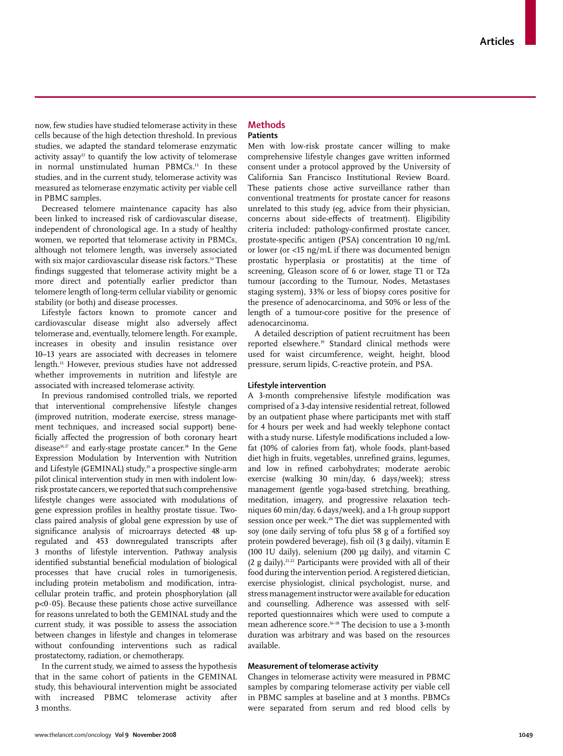now, few studies have studied telomerase activity in these cells because of the high detection threshold. In previous studies, we adapted the standard telomerase enzymatic activity assay[12] to quantify the low activity of telomerase in normal unstimulated human PBMCs.[13] In these studies, and in the current study, telomerase activity was measured as telomerase enzymatic activity per viable cell in PBMC samples.

Decreased telomere maintenance capacity has also been linked to increased risk of cardiovascular disease, independent of chronological age. In a study of healthy women, we reported that telomerase activity in PBMCs, although not telomere length, was inversely associated with six major cardiovascular disease risk factors.[14] These findings suggested that telomerase activity might be a more direct and potentially earlier predictor than telomere length of long-term cellular viability or genomic stability (or both) and disease processes.

Lifestyle factors known to promote cancer and cardiovascular disease might also adversely affect telomerase and, eventually, telomere length. For example, increases in obesity and insulin resistance over 10–13 years are associated with decreases in telomere length.[15] However, previous studies have not addressed whether improvements in nutrition and lifestyle are associated with increased telomerase activity.

In previous randomised controlled trials, we reported that interventional comprehensive lifestyle changes (improved nutrition, moderate exercise, stress management techniques, and increased social support) beneficially affected the progression of both coronary heart disease[16,17] and early-stage prostate cancer.[18] In the Gene Expression Modulation by Intervention with Nutrition and Lifestyle (GEMINAL) study,[19] a prospective single-arm pilot clinical intervention study in men with indolent low-risk prostate cancers, we reported that such comprehensive lifestyle changes were associated with modulations of gene expression profiles in healthy prostate tissue. Two-class paired analysis of global gene expression by use of significance analysis of microarrays detected 48 up-regulated and 453 downregulated transcripts after 3 months of lifestyle intervention. Pathway analysis identified substantial beneficial modulation of biological processes that have crucial roles in tumorigenesis, including protein metabolism and modification, intracellular protein traffic, and protein phosphorylation (all $p<0{\cdot}05$). Because these patients chose active surveillance for reasons unrelated to both the GEMINAL study and the current study, it was possible to assess the association between changes in lifestyle and changes in telomerase without confounding interventions such as radical prostatectomy, radiation, or chemotherapy.

In the current study, we aimed to assess the hypothesis that in the same cohort of patients in the GEMINAL study, this behavioural intervention might be associated with increased PBMC telomerase activity after 3 months.

## Methods

### Patients

Men with low-risk prostate cancer willing to make comprehensive lifestyle changes gave written informed consent under a protocol approved by the University of California San Francisco Institutional Review Board. These patients chose active surveillance rather than conventional treatments for prostate cancer for reasons unrelated to this study (eg, advice from their physician, concerns about side-effects of treatment). Eligibility criteria included: pathology-confirmed prostate cancer, prostate-specific antigen (PSA) concentration 10 ng/mL or lower (or <15 ng/mL if there was documented benign prostatic hyperplasia or prostatitis) at the time of screening, Gleason score of 6 or lower, stage T1 or T2a tumour (according to the Tumour, Nodes, Metastases staging system), 33% or less of biopsy cores positive for the presence of adenocarcinoma, and 50% or less of the length of a tumour-core positive for the presence of adenocarcinoma.

A detailed description of patient recruitment has been reported elsewhere.[19] Standard clinical methods were used for waist circumference, weight, height, blood pressure, serum lipids, C-reactive protein, and PSA.

### Lifestyle intervention

A 3-month comprehensive lifestyle modification was comprised of a 3-day intensive residential retreat, followed by an outpatient phase where participants met with staff for 4 hours per week and had weekly telephone contact with a study nurse. Lifestyle modifications included a low-fat (10% of calories from fat), whole foods, plant-based diet high in fruits, vegetables, unrefined grains, legumes, and low in refined carbohydrates; moderate aerobic exercise (walking 30 min/day, 6 days/week); stress management (gentle yoga-based stretching, breathing, meditation, imagery, and progressive relaxation techniques 60 min/day, 6 days/week), and a 1-h group support session once per week.[20] The diet was supplemented with soy (one daily serving of tofu plus 58 g of a fortified soy protein powdered beverage), fish oil (3 g daily), vitamin E (100 IU daily), selenium (200 µg daily), and vitamin C (2 g daily).[21,22] Participants were provided with all of their food during the intervention period. A registered dietician, exercise physiologist, clinical psychologist, nurse, and stress management instructor were available for education and counselling. Adherence was assessed with self-reported questionnaires which were used to compute a mean adherence score.[16–18] The decision to use a 3-month duration was arbitrary and was based on the resources available.

### Measurement of telomerase activity

Changes in telomerase activity were measured in PBMC samples by comparing telomerase activity per viable cell in PBMC samples at baseline and at 3 months. PBMCs were separated from serum and red blood cells by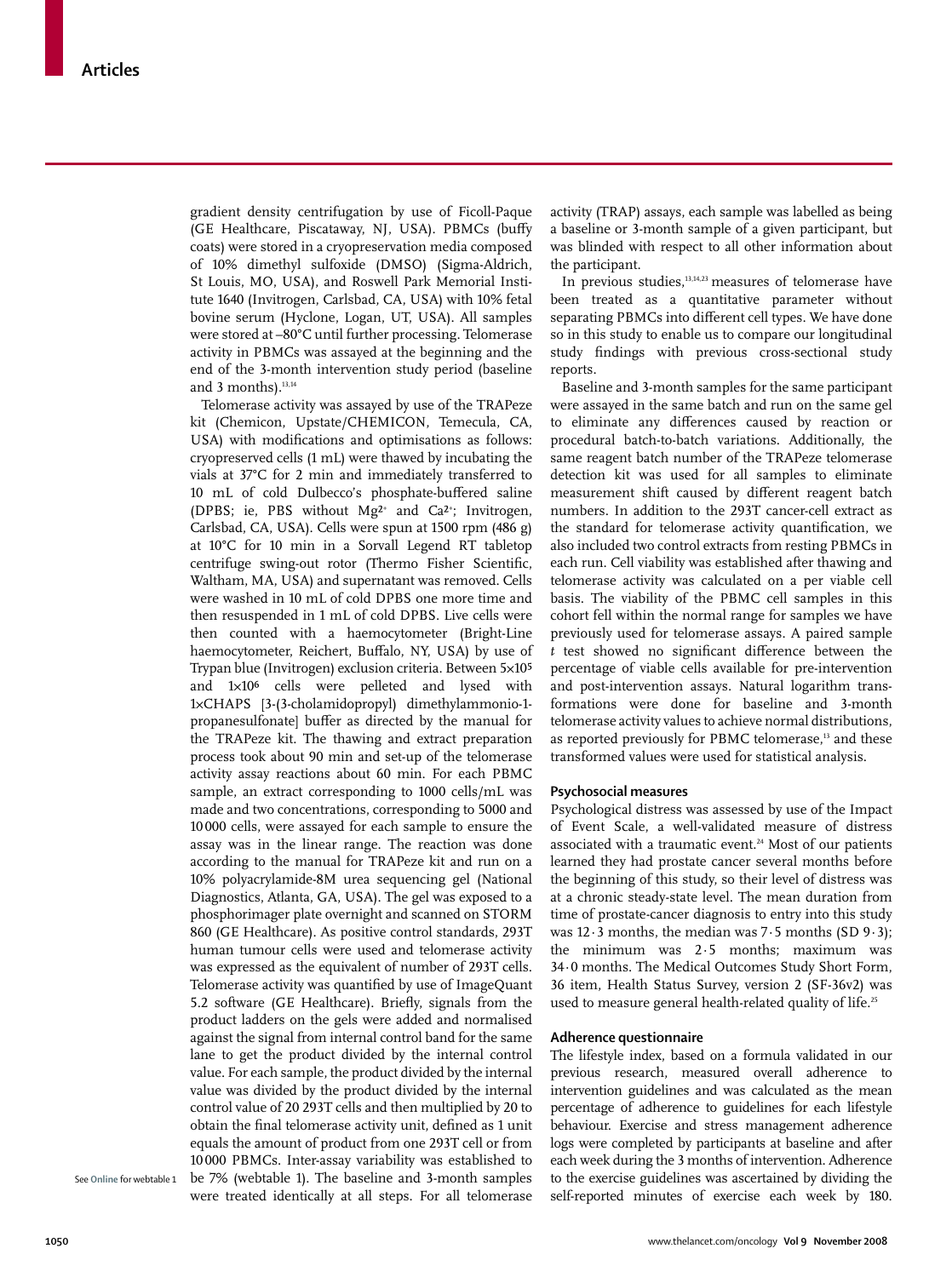gradient density centrifugation by use of Ficoll-Paque (GE Healthcare, Piscataway, NJ, USA). PBMCs (buffy coats) were stored in a cryopreservation media composed of 10% dimethyl sulfoxide (DMSO) (Sigma-Aldrich, St Louis, MO, USA), and Roswell Park Memorial Institute 1640 (Invitrogen, Carlsbad, CA, USA) with 10% fetal bovine serum (Hyclone, Logan, UT, USA). All samples were stored at –80°C until further processing. Telomerase activity in PBMCs was assayed at the beginning and the end of the 3-month intervention study period (baseline and 3 months).[13,14]

Telomerase activity was assayed by use of the TRAPeze kit (Chemicon, Upstate/CHEMICON, Temecula, CA, USA) with modifications and optimisations as follows: cryopreserved cells (1 mL) were thawed by incubating the vials at 37°C for 2 min and immediately transferred to 10 mL of cold Dulbecco's phosphate-buffered saline (DPBS; ie, PBS without $Mg^{2+}$ and $Ca^{2+}$; Invitrogen, Carlsbad, CA, USA). Cells were spun at 1500 rpm (486 g) at 10°C for 10 min in a Sorvall Legend RT tabletop centrifuge swing-out rotor (Thermo Fisher Scientific, Waltham, MA, USA) and supernatant was removed. Cells were washed in 10 mL of cold DPBS one more time and then resuspended in 1 mL of cold DPBS. Live cells were then counted with a haemocytometer (Bright-Line haemocytometer, Reichert, Buffalo, NY, USA) by use of Trypan blue (Invitrogen) exclusion criteria. Between $5\times10^5$ and $1\times10^6$ cells were pelleted and lysed with 1×CHAPS [3-(3-cholamidopropyl) dimethylammonio-1-propanesulfonate] buffer as directed by the manual for the TRAPeze kit. The thawing and extract preparation process took about 90 min and set-up of the telomerase activity assay reactions about 60 min. For each PBMC sample, an extract corresponding to 1000 cells/mL was made and two concentrations, corresponding to 5000 and 10 000 cells, were assayed for each sample to ensure the assay was in the linear range. The reaction was done according to the manual for TRAPeze kit and run on a 10% polyacrylamide-8M urea sequencing gel (National Diagnostics, Atlanta, GA, USA). The gel was exposed to a phosphorimager plate overnight and scanned on STORM 860 (GE Healthcare). As positive control standards, 293T human tumour cells were used and telomerase activity was expressed as the equivalent of number of 293T cells. Telomerase activity was quantified by use of ImageQuant 5.2 software (GE Healthcare). Briefly, signals from the product ladders on the gels were added and normalised against the signal from internal control band for the same lane to get the product divided by the internal control value. For each sample, the product divided by the internal value was divided by the product divided by the internal control value of 20 293T cells and then multiplied by 20 to obtain the final telomerase activity unit, defined as 1 unit equals the amount of product from one 293T cell or from 10 000 PBMCs. Inter-assay variability was established to be 7% (webtable 1). The baseline and 3-month samples were treated identically at all steps. For all telomerase activity (TRAP) assays, each sample was labelled as being a baseline or 3-month sample of a given participant, but was blinded with respect to all other information about the participant.

See Online for webtable 1

In previous studies,[13,14,23] measures of telomerase have been treated as a quantitative parameter without separating PBMCs into different cell types. We have done so in this study to enable us to compare our longitudinal study findings with previous cross-sectional study reports.

Baseline and 3-month samples for the same participant were assayed in the same batch and run on the same gel to eliminate any differences caused by reaction or procedural batch-to-batch variations. Additionally, the same reagent batch number of the TRAPeze telomerase detection kit was used for all samples to eliminate measurement shift caused by different reagent batch numbers. In addition to the 293T cancer-cell extract as the standard for telomerase activity quantification, we also included two control extracts from resting PBMCs in each run. Cell viability was established after thawing and telomerase activity was calculated on a per viable cell basis. The viability of the PBMC cell samples in this cohort fell within the normal range for samples we have previously used for telomerase assays. A paired sample *t* test showed no significant difference between the percentage of viable cells available for pre-intervention and post-intervention assays. Natural logarithm transformations were done for baseline and 3-month telomerase activity values to achieve normal distributions, as reported previously for PBMC telomerase,[13] and these transformed values were used for statistical analysis.

## Psychosocial measures

Psychological distress was assessed by use of the Impact of Event Scale, a well-validated measure of distress associated with a traumatic event.[24] Most of our patients learned they had prostate cancer several months before the beginning of this study, so their level of distress was at a chronic steady-state level. The mean duration from time of prostate-cancer diagnosis to entry into this study was 12·3 months, the median was 7·5 months (SD 9·3); the minimum was 2·5 months; maximum was 34·0 months. The Medical Outcomes Study Short Form, 36 item, Health Status Survey, version 2 (SF-36v2) was used to measure general health-related quality of life.[25]

## Adherence questionnaire

The lifestyle index, based on a formula validated in our previous research, measured overall adherence to intervention guidelines and was calculated as the mean percentage of adherence to guidelines for each lifestyle behaviour. Exercise and stress management adherence logs were completed by participants at baseline and after each week during the 3 months of intervention. Adherence to the exercise guidelines was ascertained by dividing the self-reported minutes of exercise each week by 180.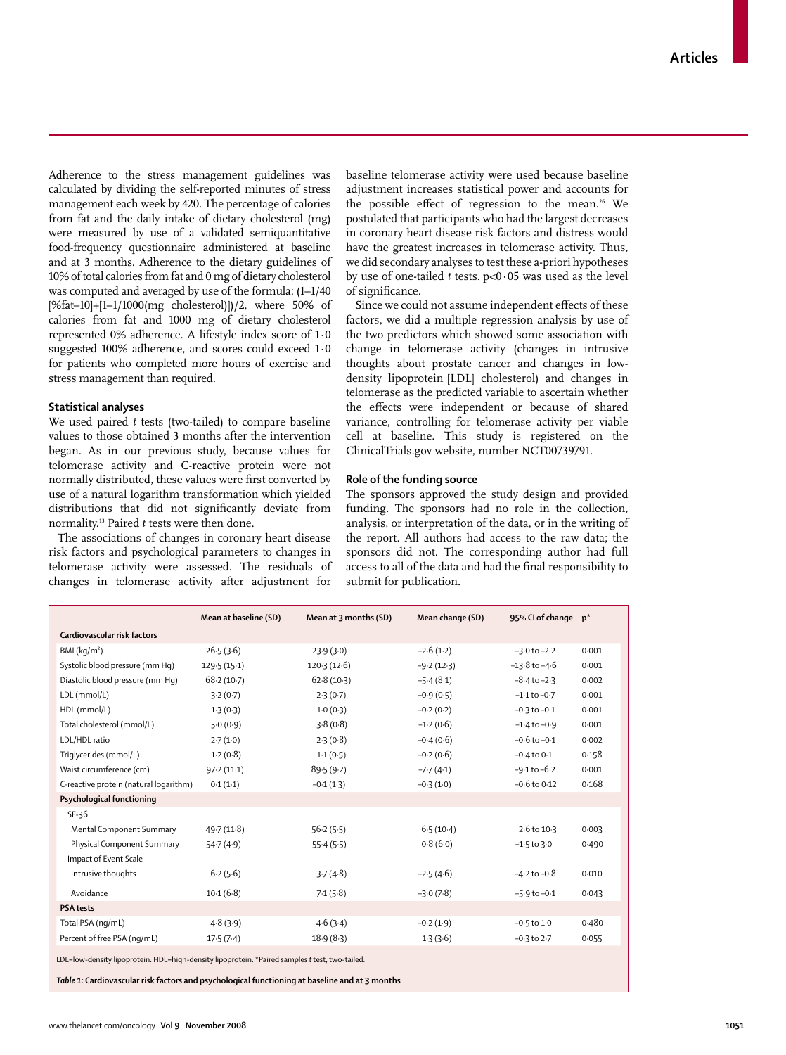Adherence to the stress management guidelines was calculated by dividing the self-reported minutes of stress management each week by 420. The percentage of calories from fat and the daily intake of dietary cholesterol (mg) were measured by use of a validated semiquantitative food-frequency questionnaire administered at baseline and at 3 months. Adherence to the dietary guidelines of 10% of total calories from fat and 0 mg of dietary cholesterol was computed and averaged by use of the formula: (1–1/40 [%fat–10]+[1–1/1000(mg cholesterol)])/2, where 50% of calories from fat and 1000 mg of dietary cholesterol represented 0% adherence. A lifestyle index score of 1·0 suggested 100% adherence, and scores could exceed 1·0 for patients who completed more hours of exercise and stress management than required.

### Statistical analyses

We used paired *t* tests (two-tailed) to compare baseline values to those obtained 3 months after the intervention began. As in our previous study, because values for telomerase activity and C-reactive protein were not normally distributed, these values were first converted by use of a natural logarithm transformation which yielded distributions that did not significantly deviate from normality.[13] Paired *t* tests were then done.

The associations of changes in coronary heart disease risk factors and psychological parameters to changes in telomerase activity were assessed. The residuals of changes in telomerase activity after adjustment for baseline telomerase activity were used because baseline adjustment increases statistical power and accounts for the possible effect of regression to the mean.[26] We postulated that participants who had the largest decreases in coronary heart disease risk factors and distress would have the greatest increases in telomerase activity. Thus, we did secondary analyses to test these a-priori hypotheses by use of one-tailed *t* tests. $p<0·05$ was used as the level of significance.

Since we could not assume independent effects of these factors, we did a multiple regression analysis by use of the two predictors which showed some association with change in telomerase activity (changes in intrusive thoughts about prostate cancer and changes in low-density lipoprotein [LDL] cholesterol) and changes in telomerase as the predicted variable to ascertain whether the effects were independent or because of shared variance, controlling for telomerase activity per viable cell at baseline. This study is registered on the ClinicalTrials.gov website, number NCT00739791.

### Role of the funding source

The sponsors approved the study design and provided funding. The sponsors had no role in the collection, analysis, or interpretation of the data, or in the writing of the report. All authors had access to the raw data; the sponsors did not. The corresponding author had full access to all of the data and had the final responsibility to submit for publication.

| | Mean at baseline (SD) | Mean at 3 months (SD) | Mean change (SD) | 95% CI of change | p* |
|---|---|---|---|---|---|
| **Cardiovascular risk factors** | | | | | |
| BMI (kg/m²) | 26·5 (3·6) | 23·9 (3·0) | –2·6 (1·2) | –3·0 to –2·2 | 0·001 |
| Systolic blood pressure (mm Hg) | 129·5 (15·1) | 120·3 (12·6) | –9·2 (12·3) | –13·8 to –4·6 | 0·001 |
| Diastolic blood pressure (mm Hg) | 68·2 (10·7) | 62·8 (10·3) | –5·4 (8·1) | –8·4 to –2·3 | 0·002 |
| LDL (mmol/L) | 3·2 (0·7) | 2·3 (0·7) | –0·9 (0·5) | –1·1 to –0·7 | 0·001 |
| HDL (mmol/L) | 1·3 (0·3) | 1·0 (0·3) | –0·2 (0·2) | –0·3 to –0·1 | 0·001 |
| Total cholesterol (mmol/L) | 5·0 (0·9) | 3·8 (0·8) | –1·2 (0·6) | –1·4 to –0·9 | 0·001 |
| LDL/HDL ratio | 2·7 (1·0) | 2·3 (0·8) | –0·4 (0·6) | –0·6 to –0·1 | 0·002 |
| Triglycerides (mmol/L) | 1·2 (0·8) | 1·1 (0·5) | –0·2 (0·6) | –0·4 to 0·1 | 0·158 |
| Waist circumference (cm) | 97·2 (11·1) | 89·5 (9·2) | –7·7 (4·1) | –9·1 to –6·2 | 0·001 |
| C-reactive protein (natural logarithm) | 0·1 (1·1) | –0·1 (1·3) | –0·3 (1·0) | –0·6 to 0·12 | 0·168 |
| **Psychological functioning** | | | | | |
| SF-36 | | | | | |
| Mental Component Summary | 49·7 (11·8) | 56·2 (5·5) | 6·5 (10·4) | 2·6 to 10·3 | 0·003 |
| Physical Component Summary | 54·7 (4·9) | 55·4 (5·5) | 0·8 (6·0) | –1·5 to 3·0 | 0·490 |
| Impact of Event Scale | | | | | |
| Intrusive thoughts | 6·2 (5·6) | 3·7 (4·8) | –2·5 (4·6) | –4·2 to –0·8 | 0·010 |
| Avoidance | 10·1 (6·8) | 7·1 (5·8) | –3·0 (7·8) | –5·9 to –0·1 | 0·043 |
| **PSA tests** | | | | | |
| Total PSA (ng/mL) | 4·8 (3·9) | 4·6 (3·4) | –0·2 (1·9) | –0·5 to 1·0 | 0·480 |
| Percent of free PSA (ng/mL) | 17·5 (7·4) | 18·9 (8·3) | 1·3 (3·6) | –0·3 to 2·7 | 0·055 |

LDL=low-density lipoprotein. HDL=high-density lipoprotein. *Paired samples *t* test, two-tailed.

***Table 1:*** **Cardiovascular risk factors and psychological functioning at baseline and at 3 months**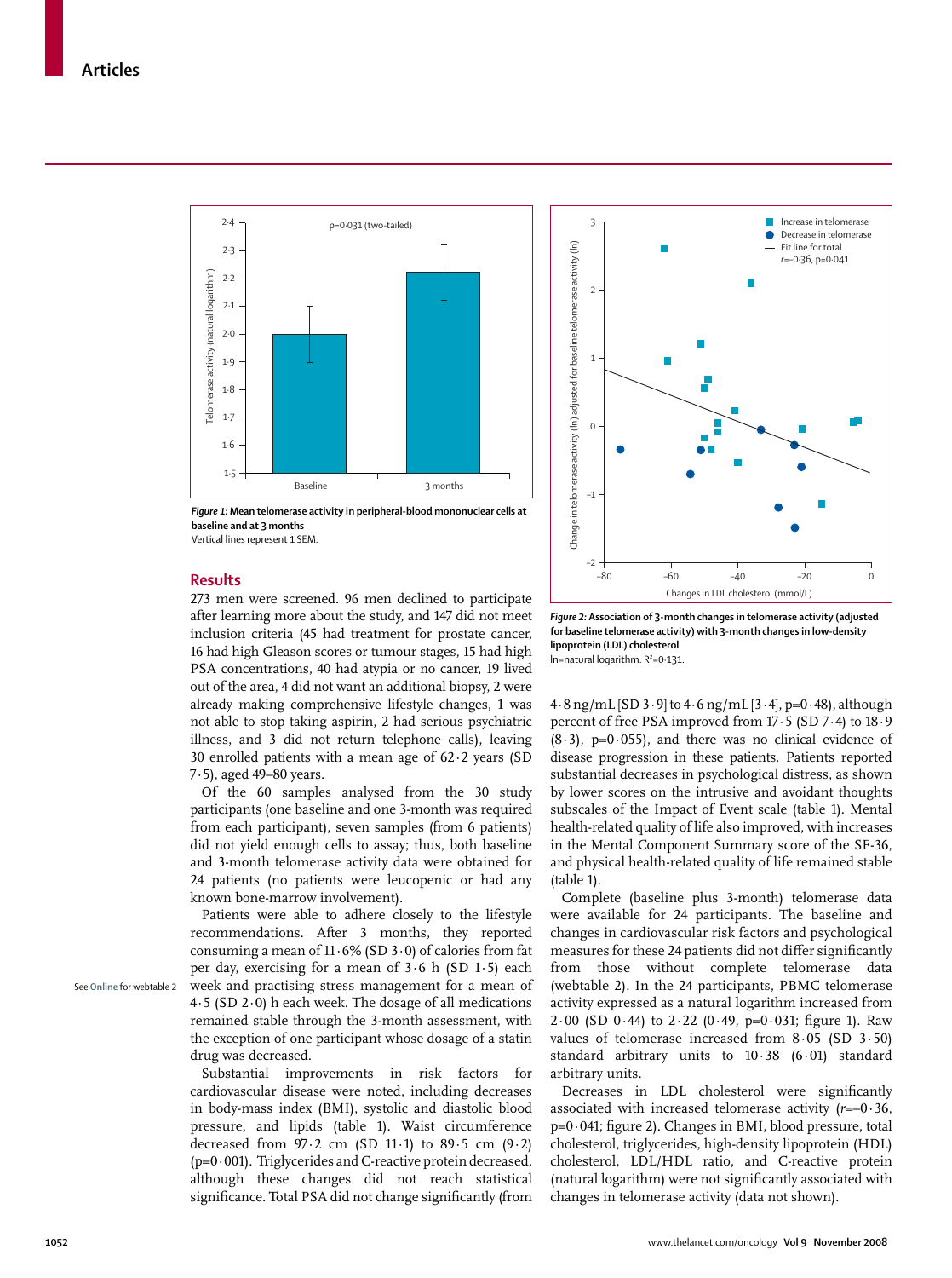Figure 1: **Mean telomerase activity in peripheral-blood mononuclear cells at baseline and at 3 months**
Vertical lines represent 1 SEM.

Figure 2: **Association of 3-month changes in telomerase activity (adjusted for baseline telomerase activity) with 3-month changes in low-density lipoprotein (LDL) cholesterol**
ln=natural logarithm. $R^2$=0·131.

## Results

273 men were screened. 96 men declined to participate after learning more about the study, and 147 did not meet inclusion criteria (45 had treatment for prostate cancer, 16 had high Gleason scores or tumour stages, 15 had high PSA concentrations, 40 had atypia or no cancer, 19 lived out of the area, 4 did not want an additional biopsy, 2 were already making comprehensive lifestyle changes, 1 was not able to stop taking aspirin, 2 had serious psychiatric illness, and 3 did not return telephone calls), leaving 30 enrolled patients with a mean age of 62·2 years (SD 7·5), aged 49–80 years.

Of the 60 samples analysed from the 30 study participants (one baseline and one 3-month was required from each participant), seven samples (from 6 patients) did not yield enough cells to assay; thus, both baseline and 3-month telomerase activity data were obtained for 24 patients (no patients were leucopenic or had any known bone-marrow involvement).

Patients were able to adhere closely to the lifestyle recommendations. After 3 months, they reported consuming a mean of 11·6% (SD 3·0) of calories from fat per day, exercising for a mean of 3·6 h (SD 1·5) each week and practising stress management for a mean of 4·5 (SD 2·0) h each week. The dosage of all medications remained stable through the 3-month assessment, with the exception of one participant whose dosage of a statin drug was decreased.

See Online for webtable 2

Substantial improvements in risk factors for cardiovascular disease were noted, including decreases in body-mass index (BMI), systolic and diastolic blood pressure, and lipids (table 1). Waist circumference decreased from 97·2 cm (SD 11·1) to 89·5 cm (9·2) (p=0·001). Triglycerides and C-reactive protein decreased, although these changes did not reach statistical significance. Total PSA did not change significantly (from 4·8 ng/mL [SD 3·9] to 4·6 ng/mL [3·4], p=0·48), although percent of free PSA improved from 17·5 (SD 7·4) to 18·9 (8·3), p=0·055), and there was no clinical evidence of disease progression in these patients. Patients reported substantial decreases in psychological distress, as shown by lower scores on the intrusive and avoidant thoughts subscales of the Impact of Event scale (table 1). Mental health-related quality of life also improved, with increases in the Mental Component Summary score of the SF-36, and physical health-related quality of life remained stable (table 1).

Complete (baseline plus 3-month) telomerase data were available for 24 participants. The baseline and changes in cardiovascular risk factors and psychological measures for these 24 patients did not differ significantly from those without complete telomerase data (webtable 2). In the 24 participants, PBMC telomerase activity expressed as a natural logarithm increased from 2·00 (SD 0·44) to 2·22 (0·49, p=0·031; figure 1). Raw values of telomerase increased from 8·05 (SD 3·50) standard arbitrary units to 10·38 (6·01) standard arbitrary units.

Decreases in LDL cholesterol were significantly associated with increased telomerase activity ($r$=–0·36, p=0·041; figure 2). Changes in BMI, blood pressure, total cholesterol, triglycerides, high-density lipoprotein (HDL) cholesterol, LDL/HDL ratio, and C-reactive protein (natural logarithm) were not significantly associated with changes in telomerase activity (data not shown).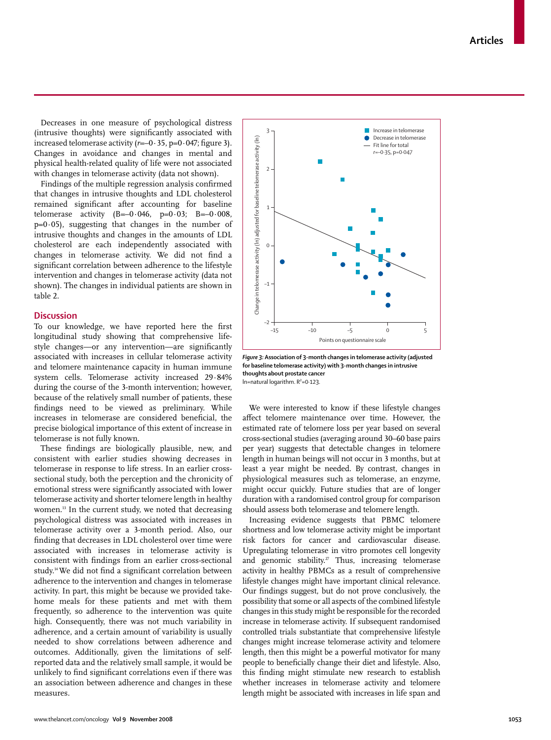Decreases in one measure of psychological distress (intrusive thoughts) were significantly associated with increased telomerase activity ($r=-0 \cdot 35$, $p=0 \cdot 047$; figure 3). Changes in avoidance and changes in mental and physical health-related quality of life were not associated with changes in telomerase activity (data not shown).

Findings of the multiple regression analysis confirmed that changes in intrusive thoughts and LDL cholesterol remained significant after accounting for baseline telomerase activity ($B=-0 \cdot 046$, $p=0 \cdot 03$; $B=-0 \cdot 008$, $p=0 \cdot 05$), suggesting that changes in the number of intrusive thoughts and changes in the amounts of LDL cholesterol are each independently associated with changes in telomerase activity. We did not find a significant correlation between adherence to the lifestyle intervention and changes in telomerase activity (data not shown). The changes in individual patients are shown in table 2.

**Figure 3: Association of 3-month changes in telomerase activity (adjusted for baseline telomerase activity) with 3-month changes in intrusive thoughts about prostate cancer**
ln=natural logarithm. $R^2=0 \cdot 123$.

## Discussion

To our knowledge, we have reported here the first longitudinal study showing that comprehensive lifestyle changes—or any intervention—are significantly associated with increases in cellular telomerase activity and telomere maintenance capacity in human immune system cells. Telomerase activity increased 29·84% during the course of the 3-month intervention; however, because of the relatively small number of patients, these findings need to be viewed as preliminary. While increases in telomerase are considered beneficial, the precise biological importance of this extent of increase in telomerase is not fully known.

These findings are biologically plausible, new, and consistent with earlier studies showing decreases in telomerase in response to life stress. In an earlier cross-sectional study, both the perception and the chronicity of emotional stress were significantly associated with lower telomerase activity and shorter telomere length in healthy women.[13] In the current study, we noted that decreasing psychological distress was associated with increases in telomerase activity over a 3-month period. Also, our finding that decreases in LDL cholesterol over time were associated with increases in telomerase activity is consistent with findings from an earlier cross-sectional study.[14] We did not find a significant correlation between adherence to the intervention and changes in telomerase activity. In part, this might be because we provided take-home meals for these patients and met with them frequently, so adherence to the intervention was quite high. Consequently, there was not much variability in adherence, and a certain amount of variability is usually needed to show correlations between adherence and outcomes. Additionally, given the limitations of self-reported data and the relatively small sample, it would be unlikely to find significant correlations even if there was an association between adherence and changes in these measures.

We were interested to know if these lifestyle changes affect telomere maintenance over time. However, the estimated rate of telomere loss per year based on several cross-sectional studies (averaging around 30–60 base pairs per year) suggests that detectable changes in telomere length in human beings will not occur in 3 months, but at least a year might be needed. By contrast, changes in physiological measures such as telomerase, an enzyme, might occur quickly. Future studies that are of longer duration with a randomised control group for comparison should assess both telomerase and telomere length.

Increasing evidence suggests that PBMC telomere shortness and low telomerase activity might be important risk factors for cancer and cardiovascular disease. Upregulating telomerase in vitro promotes cell longevity and genomic stability.[27] Thus, increasing telomerase activity in healthy PBMCs as a result of comprehensive lifestyle changes might have important clinical relevance. Our findings suggest, but do not prove conclusively, the possibility that some or all aspects of the combined lifestyle changes in this study might be responsible for the recorded increase in telomerase activity. If subsequent randomised controlled trials substantiate that comprehensive lifestyle changes might increase telomerase activity and telomere length, then this might be a powerful motivator for many people to beneficially change their diet and lifestyle. Also, this finding might stimulate new research to establish whether increases in telomerase activity and telomere length might be associated with increases in life span and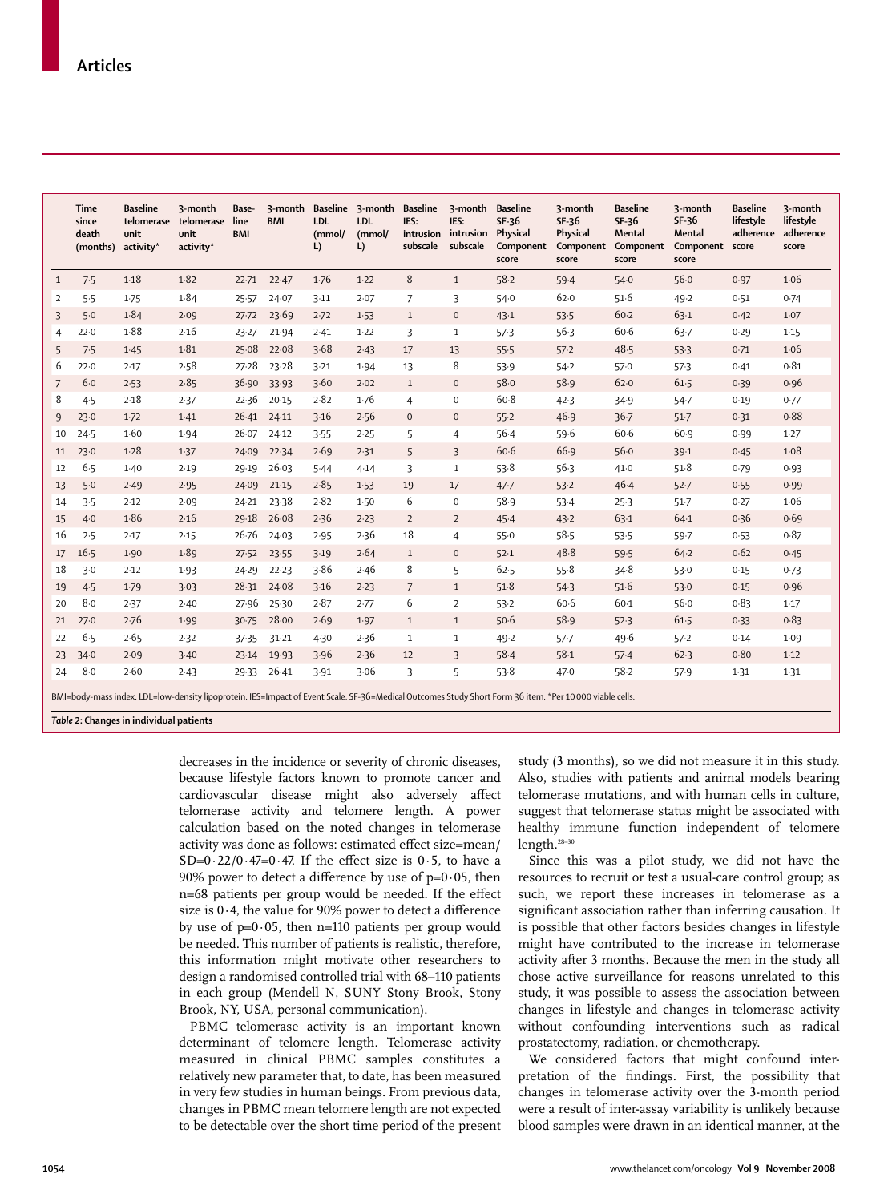| | Time since death (months) | Baseline telomerase unit activity* | 3-month telomerase unit activity* | Baseline BMI | 3-month BMI | Baseline LDL (mmol/L) | 3-month LDL (mmol/L) | Baseline IES: intrusion subscale | 3-month IES: intrusion subscale | Baseline SF-36 Physical Component score | 3-month SF-36 Physical Component score | Baseline SF-36 Mental Component score | 3-month SF-36 Mental Component score | Baseline lifestyle adherence score | 3-month lifestyle adherence score |
|---|---|---|---|---|---|---|---|---|---|---|---|---|---|---|---|
| 1 | 7·5 | 1·18 | 1·82 | 22·71 | 22·47 | 1·76 | 1·22 | 8 | 1 | 58·2 | 59·4 | 54·0 | 56·0 | 0·97 | 1·06 |
| 2 | 5·5 | 1·75 | 1·84 | 25·57 | 24·07 | 3·11 | 2·07 | 7 | 3 | 54·0 | 62·0 | 51·6 | 49·2 | 0·51 | 0·74 |
| 3 | 5·0 | 1·84 | 2·09 | 27·72 | 23·69 | 2·72 | 1·53 | 1 | 0 | 43·1 | 53·5 | 60·2 | 63·1 | 0·42 | 1·07 |
| 4 | 22·0 | 1·88 | 2·16 | 23·27 | 21·94 | 2·41 | 1·22 | 3 | 1 | 57·3 | 56·3 | 60·6 | 63·7 | 0·29 | 1·15 |
| 5 | 7·5 | 1·45 | 1·81 | 25·08 | 22·08 | 3·68 | 2·43 | 17 | 13 | 55·5 | 57·2 | 48·5 | 53·3 | 0·71 | 1·06 |
| 6 | 22·0 | 2·17 | 2·58 | 27·28 | 23·28 | 3·21 | 1·94 | 13 | 8 | 53·9 | 54·2 | 57·0 | 57·3 | 0·41 | 0·81 |
| 7 | 6·0 | 2·53 | 2·85 | 36·90 | 33·93 | 3·60 | 2·02 | 1 | 0 | 58·0 | 58·9 | 62·0 | 61·5 | 0·39 | 0·96 |
| 8 | 4·5 | 2·18 | 2·37 | 22·36 | 20·15 | 2·82 | 1·76 | 4 | 0 | 60·8 | 42·3 | 34·9 | 54·7 | 0·19 | 0·77 |
| 9 | 23·0 | 1·72 | 1·41 | 26·41 | 24·11 | 3·16 | 2·56 | 0 | 0 | 55·2 | 46·9 | 36·7 | 51·7 | 0·31 | 0·88 |
| 10 | 24·5 | 1·60 | 1·94 | 26·07 | 24·12 | 3·55 | 2·25 | 5 | 4 | 56·4 | 59·6 | 60·6 | 60·9 | 0·99 | 1·27 |
| 11 | 23·0 | 1·28 | 1·37 | 24·09 | 22·34 | 2·69 | 2·31 | 5 | 3 | 60·6 | 66·9 | 56·0 | 39·1 | 0·45 | 1·08 |
| 12 | 6·5 | 1·40 | 2·19 | 29·19 | 26·03 | 5·44 | 4·14 | 3 | 1 | 53·8 | 56·3 | 41·0 | 51·8 | 0·79 | 0·93 |
| 13 | 5·0 | 2·49 | 2·95 | 24·09 | 21·15 | 2·85 | 1·53 | 19 | 17 | 47·7 | 53·2 | 46·4 | 52·7 | 0·55 | 0·99 |
| 14 | 3·5 | 2·12 | 2·09 | 24·21 | 23·38 | 2·82 | 1·50 | 6 | 0 | 58·9 | 53·4 | 25·3 | 51·7 | 0·27 | 1·06 |
| 15 | 4·0 | 1·86 | 2·16 | 29·18 | 26·08 | 2·36 | 2·23 | 2 | 2 | 45·4 | 43·2 | 63·1 | 64·1 | 0·36 | 0·69 |
| 16 | 2·5 | 2·17 | 2·15 | 26·76 | 24·03 | 2·95 | 2·36 | 18 | 4 | 55·0 | 58·5 | 53·5 | 59·7 | 0·53 | 0·87 |
| 17 | 16·5 | 1·90 | 1·89 | 27·52 | 23·55 | 3·19 | 2·64 | 1 | 0 | 52·1 | 48·8 | 59·5 | 64·2 | 0·62 | 0·45 |
| 18 | 3·0 | 2·12 | 1·93 | 24·29 | 22·23 | 3·86 | 2·46 | 8 | 5 | 62·5 | 55·8 | 34·8 | 53·0 | 0·15 | 0·73 |
| 19 | 4·5 | 1·79 | 3·03 | 28·31 | 24·08 | 3·16 | 2·23 | 7 | 1 | 51·8 | 54·3 | 51·6 | 53·0 | 0·15 | 0·96 |
| 20 | 8·0 | 2·37 | 2·40 | 27·96 | 25·30 | 2·87 | 2·77 | 6 | 2 | 53·2 | 60·6 | 60·1 | 56·0 | 0·83 | 1·17 |
| 21 | 27·0 | 2·76 | 1·99 | 30·75 | 28·00 | 2·69 | 1·97 | 1 | 1 | 50·6 | 58·9 | 52·3 | 61·5 | 0·33 | 0·83 |
| 22 | 6·5 | 2·65 | 2·32 | 37·35 | 31·21 | 4·30 | 2·36 | 1 | 1 | 49·2 | 57·7 | 49·6 | 57·2 | 0·14 | 1·09 |
| 23 | 34·0 | 2·09 | 3·40 | 23·14 | 19·93 | 3·96 | 2·36 | 12 | 3 | 58·4 | 58·1 | 57·4 | 62·3 | 0·80 | 1·12 |
| 24 | 8·0 | 2·60 | 2·43 | 29·33 | 26·41 | 3·91 | 3·06 | 3 | 5 | 53·8 | 47·0 | 58·2 | 57·9 | 1·31 | 1·31 |

BMI=body-mass index. LDL=low-density lipoprotein. IES=Impact of Event Scale. SF-36=Medical Outcomes Study Short Form 36 item. *Per 10 000 viable cells.

*Table 2*: Changes in individual patients

decreases in the incidence or severity of chronic diseases, because lifestyle factors known to promote cancer and cardiovascular disease might also adversely affect telomerase activity and telomere length. A power calculation based on the noted changes in telomerase activity was done as follows: estimated effect size=mean/SD=0·22/0·47=0·47. If the effect size is 0·5, to have a 90% power to detect a difference by use of p=0·05, then n=68 patients per group would be needed. If the effect size is 0·4, the value for 90% power to detect a difference by use of p=0·05, then n=110 patients per group would be needed. This number of patients is realistic, therefore, this information might motivate other researchers to design a randomised controlled trial with 68–110 patients in each group (Mendell N, SUNY Stony Brook, Stony Brook, NY, USA, personal communication).

PBMC telomerase activity is an important known determinant of telomere length. Telomerase activity measured in clinical PBMC samples constitutes a relatively new parameter that, to date, has been measured in very few studies in human beings. From previous data, changes in PBMC mean telomere length are not expected to be detectable over the short time period of the present study (3 months), so we did not measure it in this study. Also, studies with patients and animal models bearing telomerase mutations, and with human cells in culture, suggest that telomerase status might be associated with healthy immune function independent of telomere length.[28–30]

Since this was a pilot study, we did not have the resources to recruit or test a usual-care control group; as such, we report these increases in telomerase as a significant association rather than inferring causation. It is possible that other factors besides changes in lifestyle might have contributed to the increase in telomerase activity after 3 months. Because the men in the study all chose active surveillance for reasons unrelated to this study, it was possible to assess the association between changes in lifestyle and changes in telomerase activity without confounding interventions such as radical prostatectomy, radiation, or chemotherapy.

We considered factors that might confound interpretation of the findings. First, the possibility that changes in telomerase activity over the 3-month period were a result of inter-assay variability is unlikely because blood samples were drawn in an identical manner, at the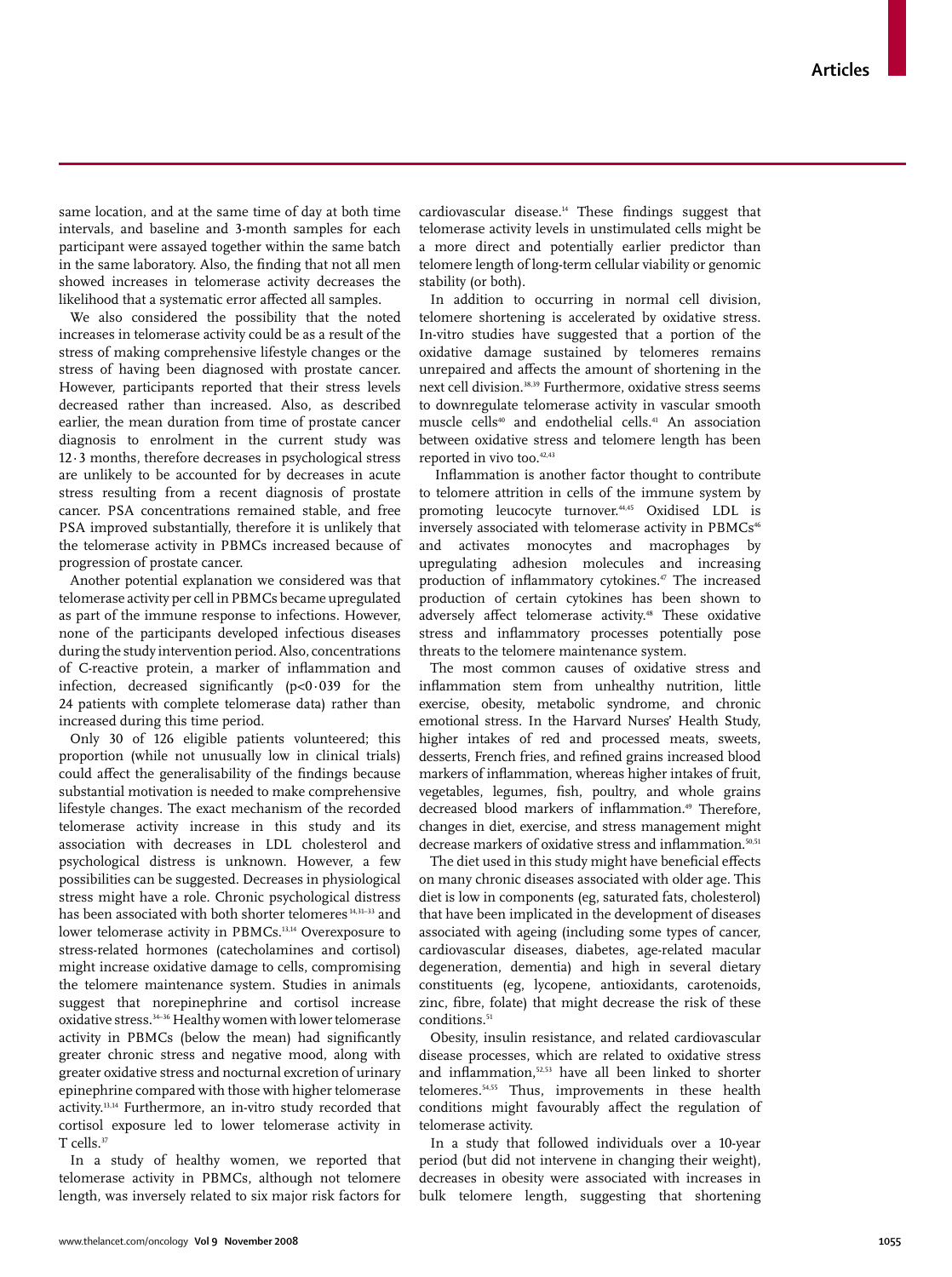same location, and at the same time of day at both time intervals, and baseline and 3-month samples for each participant were assayed together within the same batch in the same laboratory. Also, the finding that not all men showed increases in telomerase activity decreases the likelihood that a systematic error affected all samples.

We also considered the possibility that the noted increases in telomerase activity could be as a result of the stress of making comprehensive lifestyle changes or the stress of having been diagnosed with prostate cancer. However, participants reported that their stress levels decreased rather than increased. Also, as described earlier, the mean duration from time of prostate cancer diagnosis to enrolment in the current study was 12·3 months, therefore decreases in psychological stress are unlikely to be accounted for by decreases in acute stress resulting from a recent diagnosis of prostate cancer. PSA concentrations remained stable, and free PSA improved substantially, therefore it is unlikely that the telomerase activity in PBMCs increased because of progression of prostate cancer.

Another potential explanation we considered was that telomerase activity per cell in PBMCs became upregulated as part of the immune response to infections. However, none of the participants developed infectious diseases during the study intervention period. Also, concentrations of C-reactive protein, a marker of inflammation and infection, decreased significantly ($p<0·039$ for the 24 patients with complete telomerase data) rather than increased during this time period.

Only 30 of 126 eligible patients volunteered; this proportion (while not unusually low in clinical trials) could affect the generalisability of the findings because substantial motivation is needed to make comprehensive lifestyle changes. The exact mechanism of the recorded telomerase activity increase in this study and its association with decreases in LDL cholesterol and psychological distress is unknown. However, a few possibilities can be suggested. Decreases in physiological stress might have a role. Chronic psychological distress has been associated with both shorter telomeres[14,31–33] and lower telomerase activity in PBMCs.[13,14] Overexposure to stress-related hormones (catecholamines and cortisol) might increase oxidative damage to cells, compromising the telomere maintenance system. Studies in animals suggest that norepinephrine and cortisol increase oxidative stress.[34–36] Healthy women with lower telomerase activity in PBMCs (below the mean) had significantly greater chronic stress and negative mood, along with greater oxidative stress and nocturnal excretion of urinary epinephrine compared with those with higher telomerase activity.[13,14] Furthermore, an in-vitro study recorded that cortisol exposure led to lower telomerase activity in T cells.[37]

In a study of healthy women, we reported that telomerase activity in PBMCs, although not telomere length, was inversely related to six major risk factors for cardiovascular disease.[14] These findings suggest that telomerase activity levels in unstimulated cells might be a more direct and potentially earlier predictor than telomere length of long-term cellular viability or genomic stability (or both).

In addition to occurring in normal cell division, telomere shortening is accelerated by oxidative stress. In-vitro studies have suggested that a portion of the oxidative damage sustained by telomeres remains unrepaired and affects the amount of shortening in the next cell division.[38,39] Furthermore, oxidative stress seems to downregulate telomerase activity in vascular smooth muscle cells[40] and endothelial cells.[41] An association between oxidative stress and telomere length has been reported in vivo too.[42,43]

Inflammation is another factor thought to contribute to telomere attrition in cells of the immune system by promoting leucocyte turnover.[44,45] Oxidised LDL is inversely associated with telomerase activity in PBMCs[46] and activates monocytes and macrophages by upregulating adhesion molecules and increasing production of inflammatory cytokines.[47] The increased production of certain cytokines has been shown to adversely affect telomerase activity.[48] These oxidative stress and inflammatory processes potentially pose threats to the telomere maintenance system.

The most common causes of oxidative stress and inflammation stem from unhealthy nutrition, little exercise, obesity, metabolic syndrome, and chronic emotional stress. In the Harvard Nurses' Health Study, higher intakes of red and processed meats, sweets, desserts, French fries, and refined grains increased blood markers of inflammation, whereas higher intakes of fruit, vegetables, legumes, fish, poultry, and whole grains decreased blood markers of inflammation.[49] Therefore, changes in diet, exercise, and stress management might decrease markers of oxidative stress and inflammation.[50,51]

The diet used in this study might have beneficial effects on many chronic diseases associated with older age. This diet is low in components (eg, saturated fats, cholesterol) that have been implicated in the development of diseases associated with ageing (including some types of cancer, cardiovascular diseases, diabetes, age-related macular degeneration, dementia) and high in several dietary constituents (eg, lycopene, antioxidants, carotenoids, zinc, fibre, folate) that might decrease the risk of these conditions.[51]

Obesity, insulin resistance, and related cardiovascular disease processes, which are related to oxidative stress and inflammation,[52,53] have all been linked to shorter telomeres.[54,55] Thus, improvements in these health conditions might favourably affect the regulation of telomerase activity.

In a study that followed individuals over a 10-year period (but did not intervene in changing their weight), decreases in obesity were associated with increases in bulk telomere length, suggesting that shortening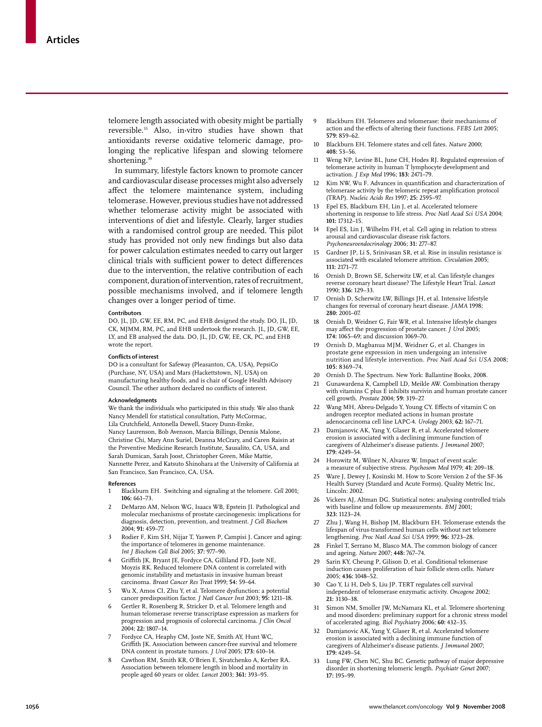telomere length associated with obesity might be partially reversible.[55] Also, in-vitro studies have shown that antioxidants reverse oxidative telomeric damage, prolonging the replicative lifespan and slowing telomere shortening.[39]

In summary, lifestyle factors known to promote cancer and cardiovascular disease processes might also adversely affect the telomere maintenance system, including telomerase. However, previous studies have not addressed whether telomerase activity might be associated with interventions of diet and lifestyle. Clearly, larger studies with a randomised control group are needed. This pilot study has provided not only new findings but also data for power calculation estimates needed to carry out larger clinical trials with sufficient power to detect differences due to the intervention, the relative contribution of each component, duration of intervention, rates of recruitment, possible mechanisms involved, and if telomere length changes over a longer period of time.

#### Contributors

DO, JL, JD, GW, EE, RM, PC, and EHB designed the study. DO, JL, JD, CK, MJMM, RM, PC, and EHB undertook the research. JL, JD, GW, EE, LY, and EB analysed the data. DO, JL, JD, GW, EE, CK, PC, and EHB wrote the report.

#### Conflicts of interest

DO is a consultant for Safeway (Pleasanton, CA, USA), PepsiCo (Purchase, NY, USA) and Mars (Hackettstown, NJ, USA) on manufacturing healthy foods, and is chair of Google Health Advisory Council. The other authors declared no conflicts of interest.

#### Acknowledgments

We thank the individuals who participated in this study. We also thank Nancy Mendell for statistical consultation, Patty McCormac, Lila Crutchfield, Antonella Dewell, Stacey Dunn-Emke, Nancy Laurenson, Bob Avenson, Marcia Billings, Dennis Malone, Christine Chi, Mary Ann Suriel, Deanna McCrary, and Caren Raisin at the Preventive Medicine Research Institute, Sausalito, CA, USA, and Sarah Dumican, Sarah Joost, Christopher Green, Mike Mattie, Nannette Perez, and Katsuto Shinohara at the University of California at San Francisco, San Francisco, CA, USA.

#### References

1. Blackburn EH. Switching and signaling at the telomere. *Cell* 2001; **106:** 661–73.
2. DeMarzo AM, Nelson WG, Isaacs WB, Epstein JI. Pathological and molecular mechanisms of prostate carcinogenesis: implications for diagnosis, detection, prevention, and treatment. *J Cell Biochem* 2004; **91:** 459–77.
3. Rodier F, Kim SH, Nijjar T, Yaswen P, Campisi J. Cancer and aging: the importance of telomeres in genome maintenance. *Int J Biochem Cell Biol* 2005; **37:** 977–90.
4. Griffith JK, Bryant JE, Fordyce CA, Gilliland FD, Joste NE, Moyzis RK. Reduced telomere DNA content is correlated with genomic instability and metastasis in invasive human breast carcinoma. *Breast Cancer Res Treat* 1999; **54:** 59–64.
5. Wu X, Amos CI, Zhu Y, et al. Telomere dysfunction: a potential cancer predisposition factor. *J Natl Cancer Inst* 2003; **95:** 1211–18.
6. Gertler R, Rosenberg R, Stricker D, et al. Telomere length and human telomerase reverse transcriptase expression as markers for progression and prognosis of colorectal carcinoma. *J Clin Oncol* 2004; **22:** 1807–14.
7. Fordyce CA, Heaphy CM, Joste NE, Smith AY, Hunt WC, Griffith JK. Association between cancer-free survival and telomere DNA content in prostate tumors. *J Urol* 2005; **173:** 610–14.
8. Cawthon RM, Smith KR, O'Brien E, Sivatchenko A, Kerber RA. Association between telomere length in blood and mortality in people aged 60 years or older. *Lancet* 2003; **361:** 393–95.
9. Blackburn EH. Telomeres and telomerase: their mechanisms of action and the effects of altering their functions. *FEBS Lett* 2005; **579:** 859–62.
10. Blackburn EH. Telomere states and cell fates. *Nature* 2000; **408:** 53–56.
11. Weng NP, Levine BL, June CH, Hodes RJ. Regulated expression of telomerase activity in human T lymphocyte development and activation. *J Exp Med* 1996; **183:** 2471–79.
12. Kim NW, Wu F. Advances in quantification and characterization of telomerase activity by the telomeric repeat amplification protocol (TRAP). *Nucleic Acids Res* 1997; **25:** 2595–97.
13. Epel ES, Blackburn EH, Lin J, et al. Accelerated telomere shortening in response to life stress. *Proc Natl Acad Sci USA* 2004; **101:** 17312–15.
14. Epel ES, Lin J, Wilhelm FH, et al. Cell aging in relation to stress arousal and cardiovascular disease risk factors. *Psychoneuroendocrinology* 2006; **31:** 277–87.
15. Gardner JP, Li S, Srinivasan SR, et al. Rise in insulin resistance is associated with escalated telomere attrition. *Circulation* 2005; **111:** 2171–77.
16. Ornish D, Brown SE, Scherwitz LW, et al. Can lifestyle changes reverse coronary heart disease? The Lifestyle Heart Trial. *Lancet* 1990; **336:** 129–33.
17. Ornish D, Scherwitz LW, Billings JH, et al. Intensive lifestyle changes for reversal of coronary heart disease. *JAMA* 1998; **280:** 2001–07.
18. Ornish D, Weidner G, Fair WR, et al. Intensive lifestyle changes may affect the progression of prostate cancer. *J Urol* 2005; **174:** 1065–69; and discussion 1069–70.
19. Ornish D, Magbanua MJM, Weidner G, et al. Changes in prostate gene expression in men undergoing an intensive nutrition and lifestyle intervention. *Proc Natl Acad Sci USA* 2008; **105:** 8369–74.
20. Ornish D. The Spectrum. New York: Ballantine Books, 2008.
21. Gunawardena K, Campbell LD, Meikle AW. Combination therapy with vitamins C plus E inhibits survivin and human prostate cancer cell growth. *Prostate* 2004; **59:** 319–27.
22. Wang MH, Abreu-Delgado Y, Young CY. Effects of vitamin C on androgen receptor mediated actions in human prostate adenocarcinoma cell line LAPC-4. *Urology* 2003; **62:** 167–71.
23. Damjanovic AK, Yang Y, Glaser R, et al. Accelerated telomere erosion is associated with a declining immune function of caregivers of Alzheimer's disease patients. *J Immunol* 2007; **179:** 4249–54.
24. Horowitz M, Wilner N, Alvarez W. Impact of event scale: a measure of subjective stress. *Psychosom Med* 1979; **41:** 209–18.
25. Ware J, Dewey J, Kosinski M. How to Score Version 2 of the SF-36 Health Survey (Standard and Acute Forms). Quality Metric Inc, Lincoln: 2002.
26. Vickers AJ, Altman DG. Statistical notes: analysing controlled trials with baseline and follow up measurements. *BMJ* 2001; **323:** 1123–24.
27. Zhu J, Wang H, Bishop JM, Blackburn EH. Telomerase extends the lifespan of virus-transformed human cells without net telomere lengthening. *Proc Natl Acad Sci USA* 1999; **96:** 3723–28.
28. Finkel T, Serrano M, Blasco MA. The common biology of cancer and ageing. *Nature* 2007; **448:** 767–74.
29. Sarin KY, Cheung P, Gilison D, et al. Conditional telomerase induction causes proliferation of hair follicle stem cells. *Nature* 2005; **436:** 1048–52.
30. Cao Y, Li H, Deb S, Liu JP. TERT regulates cell survival independent of telomerase enzymatic activity. *Oncogene* 2002; **21:** 3130–38.
31. Simon NM, Smoller JW, McNamara KL, et al. Telomere shortening and mood disorders: preliminary support for a chronic stress model of accelerated aging. *Biol Psychiatry* 2006; **60:** 432–35.
32. Damjanovic AK, Yang Y, Glaser R, et al. Accelerated telomere erosion is associated with a declining immune function of caregivers of Alzheimer's disease patients. *J Immunol* 2007; **179:** 4249–54.
33. Lung FW, Chen NC, Shu BC. Genetic pathway of major depressive disorder in shortening telomeric length. *Psychiatr Genet* 2007; **17:** 195–99.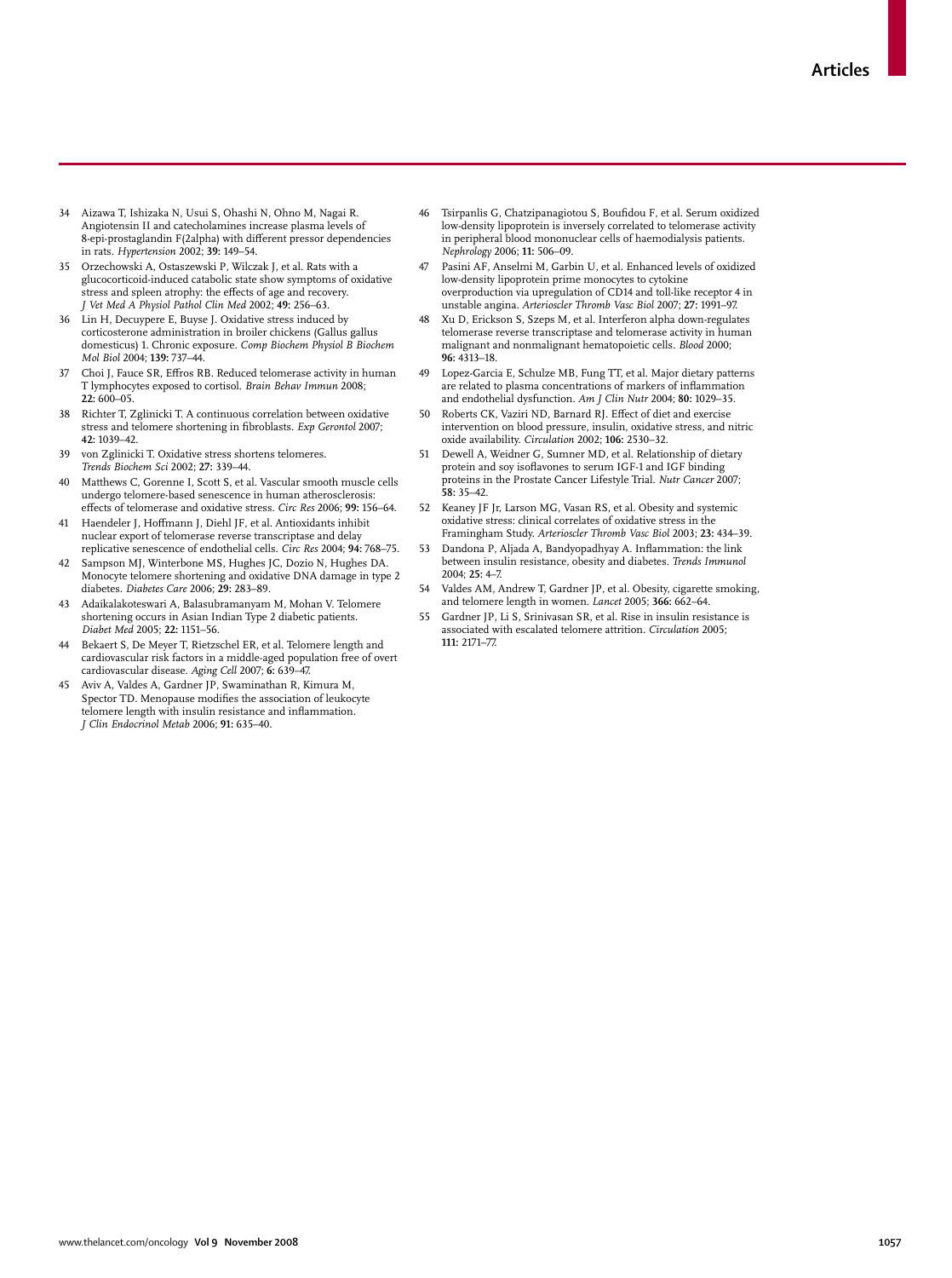34 Aizawa T, Ishizaka N, Usui S, Ohashi N, Ohno M, Nagai R. Angiotensin II and catecholamines increase plasma levels of 8-epi-prostaglandin F(2alpha) with different pressor dependencies in rats. *Hypertension* 2002; **39:** 149–54.

35 Orzechowski A, Ostaszewski P, Wilczak J, et al. Rats with a glucocorticoid-induced catabolic state show symptoms of oxidative stress and spleen atrophy: the effects of age and recovery. *J Vet Med A Physiol Pathol Clin Med* 2002; **49:** 256–63.

36 Lin H, Decuypere E, Buyse J. Oxidative stress induced by corticosterone administration in broiler chickens (Gallus gallus domesticus) 1. Chronic exposure. *Comp Biochem Physiol B Biochem Mol Biol* 2004; **139:** 737–44.

37 Choi J, Fauce SR, Effros RB. Reduced telomerase activity in human T lymphocytes exposed to cortisol. *Brain Behav Immun* 2008; **22:** 600–05.

38 Richter T, Zglinicki T. A continuous correlation between oxidative stress and telomere shortening in fibroblasts. *Exp Gerontol* 2007; **42:** 1039–42.

39 von Zglinicki T. Oxidative stress shortens telomeres. *Trends Biochem Sci* 2002; **27:** 339–44.

40 Matthews C, Gorenne I, Scott S, et al. Vascular smooth muscle cells undergo telomere-based senescence in human atherosclerosis: effects of telomerase and oxidative stress. *Circ Res* 2006; **99:** 156–64.

41 Haendeler J, Hoffmann J, Diehl JF, et al. Antioxidants inhibit nuclear export of telomerase reverse transcriptase and delay replicative senescence of endothelial cells. *Circ Res* 2004; **94:** 768–75.

42 Sampson MJ, Winterbone MS, Hughes JC, Dozio N, Hughes DA. Monocyte telomere shortening and oxidative DNA damage in type 2 diabetes. *Diabetes Care* 2006; **29:** 283–89.

43 Adaikalakoteswari A, Balasubramanyam M, Mohan V. Telomere shortening occurs in Asian Indian Type 2 diabetic patients. *Diabet Med* 2005; **22:** 1151–56.

44 Bekaert S, De Meyer T, Rietzschel ER, et al. Telomere length and cardiovascular risk factors in a middle-aged population free of overt cardiovascular disease. *Aging Cell* 2007; **6:** 639–47.

45 Aviv A, Valdes A, Gardner JP, Swaminathan R, Kimura M, Spector TD. Menopause modifies the association of leukocyte telomere length with insulin resistance and inflammation. *J Clin Endocrinol Metab* 2006; **91:** 635–40.

46 Tsirpanlis G, Chatzipanagiotou S, Boufidou F, et al. Serum oxidized low-density lipoprotein is inversely correlated to telomerase activity in peripheral blood mononuclear cells of haemodialysis patients. *Nephrology* 2006; **11:** 506–09.

47 Pasini AF, Anselmi M, Garbin U, et al. Enhanced levels of oxidized low-density lipoprotein prime monocytes to cytokine overproduction via upregulation of CD14 and toll-like receptor 4 in unstable angina. *Arterioscler Thromb Vasc Biol* 2007; **27:** 1991–97.

48 Xu D, Erickson S, Szeps M, et al. Interferon alpha down-regulates telomerase reverse transcriptase and telomerase activity in human malignant and nonmalignant hematopoietic cells. *Blood* 2000; **96:** 4313–18.

49 Lopez-Garcia E, Schulze MB, Fung TT, et al. Major dietary patterns are related to plasma concentrations of markers of inflammation and endothelial dysfunction. *Am J Clin Nutr* 2004; **80:** 1029–35.

50 Roberts CK, Vaziri ND, Barnard RJ. Effect of diet and exercise intervention on blood pressure, insulin, oxidative stress, and nitric oxide availability. *Circulation* 2002; **106:** 2530–32.

51 Dewell A, Weidner G, Sumner MD, et al. Relationship of dietary protein and soy isoflavones to serum IGF-1 and IGF binding proteins in the Prostate Cancer Lifestyle Trial. *Nutr Cancer* 2007; **58:** 35–42.

52 Keaney JF Jr, Larson MG, Vasan RS, et al. Obesity and systemic oxidative stress: clinical correlates of oxidative stress in the Framingham Study. *Arterioscler Thromb Vasc Biol* 2003; **23:** 434–39.

53 Dandona P, Aljada A, Bandyopadhyay A. Inflammation: the link between insulin resistance, obesity and diabetes. *Trends Immunol* 2004; **25:** 4–7.

54 Valdes AM, Andrew T, Gardner JP, et al. Obesity, cigarette smoking, and telomere length in women. *Lancet* 2005; **366:** 662–64.

55 Gardner JP, Li S, Srinivasan SR, et al. Rise in insulin resistance is associated with escalated telomere attrition. *Circulation* 2005; **111:** 2171–77.